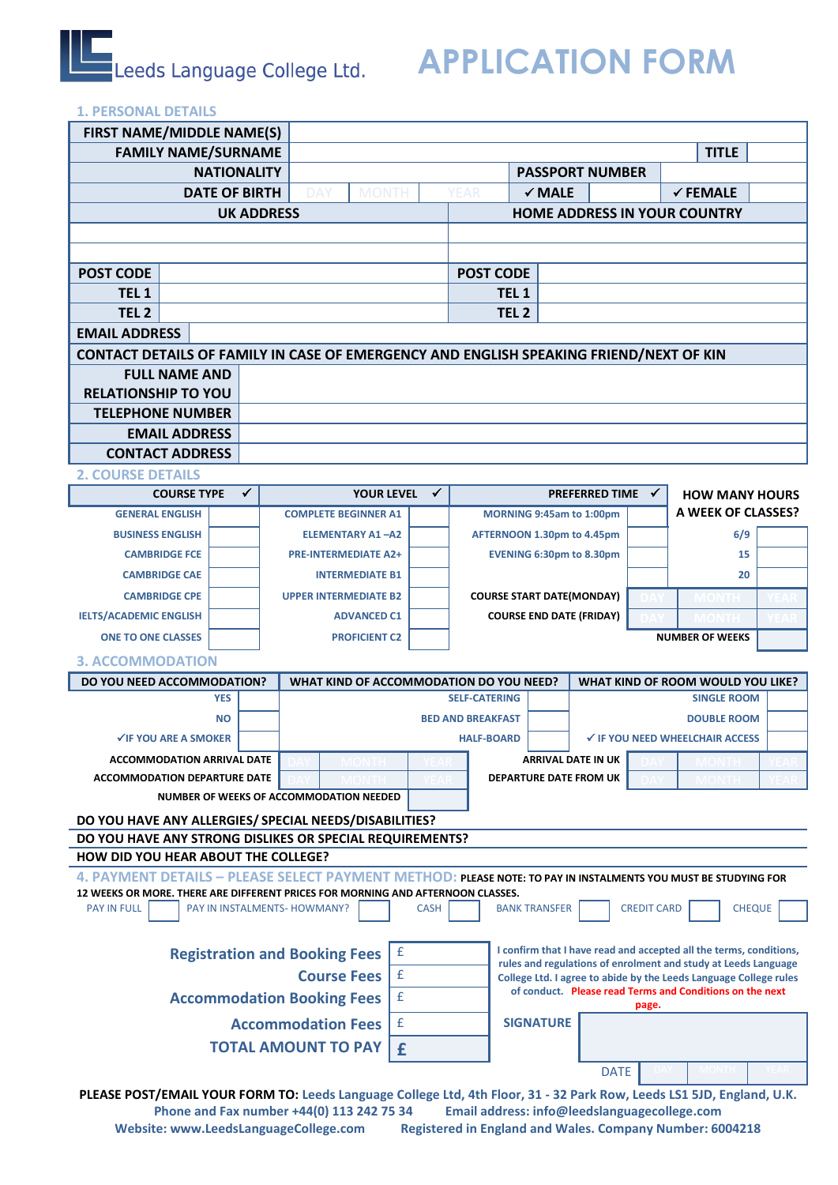Leeds Language College Ltd.

# APPLICATION FORM

## 1. PERSONAL DETAILS

| FIRST NAME/MIDDLE NAME(S) | | | | |
|---|---|---|---|---|
| FAMILY NAME/SURNAME | | | TITLE | |
| NATIONALITY | | PASSPORT NUMBER | | |
| DATE OF BIRTH | DAY / MONTH / YEAR | ✓MALE | | ✓FEMALE |

| UK ADDRESS | HOME ADDRESS IN YOUR COUNTRY |
|---|---|
| | |
| | |
| POST CODE | POST CODE |
| TEL 1 | TEL 1 |
| TEL 2 | TEL 2 |

| EMAIL ADDRESS | |
|---|---|

**CONTACT DETAILS OF FAMILY IN CASE OF EMERGENCY AND ENGLISH SPEAKING FRIEND/NEXT OF KIN**

| FULL NAME AND RELATIONSHIP TO YOU | |
|---|---|
| TELEPHONE NUMBER | |
| EMAIL ADDRESS | |
| CONTACT ADDRESS | |

## 2. COURSE DETAILS

| COURSE TYPE | ✓ | YOUR LEVEL | ✓ | PREFERRED TIME | ✓ | HOW MANY HOURS A WEEK OF CLASSES? | |
|---|---|---|---|---|---|---|---|
| GENERAL ENGLISH | | COMPLETE BEGINNER A1 | | MORNING 9:45am to 1:00pm | | | |
| BUSINESS ENGLISH | | ELEMENTARY A1 –A2 | | AFTERNOON 1.30pm to 4.45pm | | 6/9 | |
| CAMBRIDGE FCE | | PRE-INTERMEDIATE A2+ | | EVENING 6:30pm to 8.30pm | | 15 | |
| CAMBRIDGE CAE | | INTERMEDIATE B1 | | | | 20 | |
| CAMBRIDGE CPE | | UPPER INTERMEDIATE B2 | | COURSE START DATE(MONDAY) | DAY / MONTH / YEAR | | |
| IELTS/ACADEMIC ENGLISH | | ADVANCED C1 | | COURSE END DATE (FRIDAY) | DAY / MONTH / YEAR | | |
| ONE TO ONE CLASSES | | PROFICIENT C2 | | | | NUMBER OF WEEKS | |

## 3. ACCOMMODATION

| DO YOU NEED ACCOMMODATION? | | WHAT KIND OF ACCOMMODATION DO YOU NEED? | | WHAT KIND OF ROOM WOULD YOU LIKE? | |
|---|---|---|---|---|---|
| YES | | SELF-CATERING | | SINGLE ROOM | |
| NO | | BED AND BREAKFAST | | DOUBLE ROOM | |
| ✓IF YOU ARE A SMOKER | | HALF-BOARD | | ✓ IF YOU NEED WHEELCHAIR ACCESS | |

| ACCOMMODATION ARRIVAL DATE | DAY / MONTH / YEAR | ARRIVAL DATE IN UK | DAY / MONTH / YEAR |
|---|---|---|---|
| ACCOMMODATION DEPARTURE DATE | DAY / MONTH / YEAR | DEPARTURE DATE FROM UK | DAY / MONTH / YEAR |
| NUMBER OF WEEKS OF ACCOMMODATION NEEDED | | | |

**DO YOU HAVE ANY ALLERGIES/ SPECIAL NEEDS/DISABILITIES?**

**DO YOU HAVE ANY STRONG DISLIKES OR SPECIAL REQUIREMENTS?**

**HOW DID YOU HEAR ABOUT THE COLLEGE?**

## 4. PAYMENT DETAILS – PLEASE SELECT PAYMENT METHOD:

**PLEASE NOTE: TO PAY IN INSTALMENTS YOU MUST BE STUDYING FOR 12 WEEKS OR MORE. THERE ARE DIFFERENT PRICES FOR MORNING AND AFTERNOON CLASSES.**

| PAY IN FULL | | PAY IN INSTALMENTS- HOWMANY? | | CASH | | BANK TRANSFER | | CREDIT CARD | | CHEQUE | |
|---|---|---|---|---|---|---|---|---|---|---|---|

| | |
|---|---|
| **Registration and Booking Fees** | £ |
| **Course Fees** | £ |
| **Accommodation Booking Fees** | £ |
| **Accommodation Fees** | £ |
| **TOTAL AMOUNT TO PAY** | **£** |

I confirm that I have read and accepted all the terms, conditions, rules and regulations of enrolment and study at Leeds Language College Ltd. I agree to abide by the Leeds Language College rules of conduct. Please read Terms and Conditions on the next page.

**SIGNATURE**

DATE DAY / MONTH / YEAR

**PLEASE POST/EMAIL YOUR FORM TO:** Leeds Language College Ltd, 4th Floor, 31 - 32 Park Row, Leeds LS1 5JD, England, U.K.
Phone and Fax number +44(0) 113 242 75 34 Email address: info@leedslanguagecollege.com
Website: www.LeedsLanguageCollege.com Registered in England and Wales. Company Number: 6004218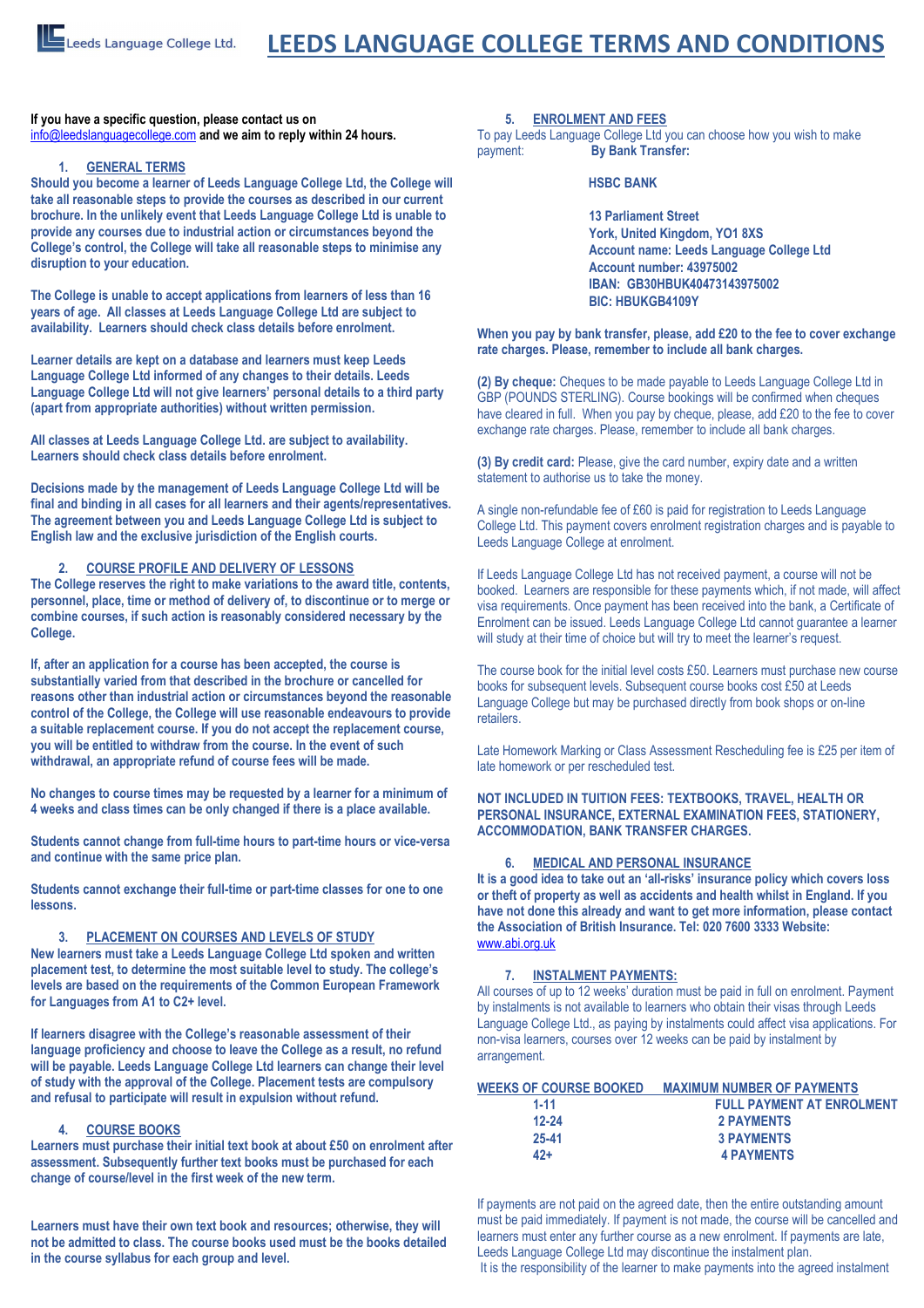# LEEDS LANGUAGE COLLEGE TERMS AND CONDITIONS

**If you have a specific question, please contact us on** info@leedslanguagecollege.com **and we aim to reply within 24 hours.**

## 1. GENERAL TERMS

**Should you become a learner of Leeds Language College Ltd, the College will take all reasonable steps to provide the courses as described in our current brochure. In the unlikely event that Leeds Language College Ltd is unable to provide any courses due to industrial action or circumstances beyond the College's control, the College will take all reasonable steps to minimise any disruption to your education.**

**The College is unable to accept applications from learners of less than 16 years of age. All classes at Leeds Language College Ltd are subject to availability. Learners should check class details before enrolment.**

**Learner details are kept on a database and learners must keep Leeds Language College Ltd informed of any changes to their details. Leeds Language College Ltd will not give learners' personal details to a third party (apart from appropriate authorities) without written permission.**

**All classes at Leeds Language College Ltd. are subject to availability. Learners should check class details before enrolment.**

**Decisions made by the management of Leeds Language College Ltd will be final and binding in all cases for all learners and their agents/representatives. The agreement between you and Leeds Language College Ltd is subject to English law and the exclusive jurisdiction of the English courts.**

## 2. COURSE PROFILE AND DELIVERY OF LESSONS

**The College reserves the right to make variations to the award title, contents, personnel, place, time or method of delivery of, to discontinue or to merge or combine courses, if such action is reasonably considered necessary by the College.**

**If, after an application for a course has been accepted, the course is substantially varied from that described in the brochure or cancelled for reasons other than industrial action or circumstances beyond the reasonable control of the College, the College will use reasonable endeavours to provide a suitable replacement course. If you do not accept the replacement course, you will be entitled to withdraw from the course. In the event of such withdrawal, an appropriate refund of course fees will be made.**

**No changes to course times may be requested by a learner for a minimum of 4 weeks and class times can be only changed if there is a place available.**

**Students cannot change from full-time hours to part-time hours or vice-versa and continue with the same price plan.**

**Students cannot exchange their full-time or part-time classes for one to one lessons.**

## 3. PLACEMENT ON COURSES AND LEVELS OF STUDY

**New learners must take a Leeds Language College Ltd spoken and written placement test, to determine the most suitable level to study. The college's levels are based on the requirements of the Common European Framework for Languages from A1 to C2+ level.**

**If learners disagree with the College's reasonable assessment of their language proficiency and choose to leave the College as a result, no refund will be payable. Leeds Language College Ltd learners can change their level of study with the approval of the College. Placement tests are compulsory and refusal to participate will result in expulsion without refund.**

## 4. COURSE BOOKS

**Learners must purchase their initial text book at about £50 on enrolment after assessment. Subsequently further text books must be purchased for each change of course/level in the first week of the new term.**

**Learners must have their own text book and resources; otherwise, they will not be admitted to class. The course books used must be the books detailed in the course syllabus for each group and level.**

## 5. ENROLMENT AND FEES

To pay Leeds Language College Ltd you can choose how you wish to make payment: **By Bank Transfer:**

**HSBC BANK**

**13 Parliament Street**
**York, United Kingdom, YO1 8XS**
**Account name: Leeds Language College Ltd**
**Account number: 43975002**
**IBAN: GB30HBUK40473143975002**
**BIC: HBUKGB4109Y**

**When you pay by bank transfer, please, add £20 to the fee to cover exchange rate charges. Please, remember to include all bank charges.**

**(2) By cheque:** Cheques to be made payable to Leeds Language College Ltd in GBP (POUNDS STERLING). Course bookings will be confirmed when cheques have cleared in full. When you pay by cheque, please, add £20 to the fee to cover exchange rate charges. Please, remember to include all bank charges.

**(3) By credit card:** Please, give the card number, expiry date and a written statement to authorise us to take the money.

A single non-refundable fee of £60 is paid for registration to Leeds Language College Ltd. This payment covers enrolment registration charges and is payable to Leeds Language College at enrolment.

If Leeds Language College Ltd has not received payment, a course will not be booked. Learners are responsible for these payments which, if not made, will affect visa requirements. Once payment has been received into the bank, a Certificate of Enrolment can be issued. Leeds Language College Ltd cannot guarantee a learner will study at their time of choice but will try to meet the learner's request.

The course book for the initial level costs £50. Learners must purchase new course books for subsequent levels. Subsequent course books cost £50 at Leeds Language College but may be purchased directly from book shops or on-line retailers.

Late Homework Marking or Class Assessment Rescheduling fee is £25 per item of late homework or per rescheduled test.

**NOT INCLUDED IN TUITION FEES: TEXTBOOKS, TRAVEL, HEALTH OR PERSONAL INSURANCE, EXTERNAL EXAMINATION FEES, STATIONERY, ACCOMMODATION, BANK TRANSFER CHARGES.**

## 6. MEDICAL AND PERSONAL INSURANCE

**It is a good idea to take out an 'all-risks' insurance policy which covers loss or theft of property as well as accidents and health whilst in England. If you have not done this already and want to get more information, please contact the Association of British Insurance. Tel: 020 7600 3333 Website:** www.abi.org.uk

## 7. INSTALMENT PAYMENTS:

All courses of up to 12 weeks' duration must be paid in full on enrolment. Payment by instalments is not available to learners who obtain their visas through Leeds Language College Ltd., as paying by instalments could affect visa applications. For non-visa learners, courses over 12 weeks can be paid by instalment by arrangement.

| WEEKS OF COURSE BOOKED | MAXIMUM NUMBER OF PAYMENTS |
|---|---|
| 1-11 | FULL PAYMENT AT ENROLMENT |
| 12-24 | 2 PAYMENTS |
| 25-41 | 3 PAYMENTS |
| 42+ | 4 PAYMENTS |

If payments are not paid on the agreed date, then the entire outstanding amount must be paid immediately. If payment is not made, the course will be cancelled and learners must enter any further course as a new enrolment. If payments are late, Leeds Language College Ltd may discontinue the instalment plan.
It is the responsibility of the learner to make payments into the agreed instalment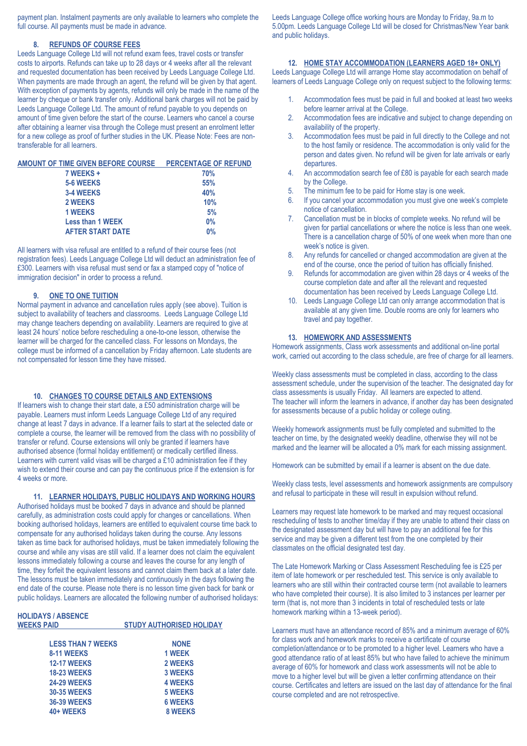payment plan. Instalment payments are only available to learners who complete the full course. All payments must be made in advance.

## 8. REFUNDS OF COURSE FEES

Leeds Language College Ltd will not refund exam fees, travel costs or transfer costs to airports. Refunds can take up to 28 days or 4 weeks after all the relevant and requested documentation has been received by Leeds Language College Ltd. When payments are made through an agent, the refund will be given by that agent. With exception of payments by agents, refunds will only be made in the name of the learner by cheque or bank transfer only. Additional bank charges will not be paid by Leeds Language College Ltd. The amount of refund payable to you depends on amount of time given before the start of the course. Learners who cancel a course after obtaining a learner visa through the College must present an enrolment letter for a new college as proof of further studies in the UK. Please Note: Fees are non-transferable for all learners.

| AMOUNT OF TIME GIVEN BEFORE COURSE | PERCENTAGE OF REFUND |
|---|---|
| 7 WEEKS + | 70% |
| 5-6 WEEKS | 55% |
| 3-4 WEEKS | 40% |
| 2 WEEKS | 10% |
| 1 WEEKS | 5% |
| Less than 1 WEEK | 0% |
| AFTER START DATE | 0% |

All learners with visa refusal are entitled to a refund of their course fees (not registration fees). Leeds Language College Ltd will deduct an administration fee of £300. Learners with visa refusal must send or fax a stamped copy of "notice of immigration decision" in order to process a refund.

## 9. ONE TO ONE TUITION

Normal payment in advance and cancellation rules apply (see above). Tuition is subject to availability of teachers and classrooms. Leeds Language College Ltd may change teachers depending on availability. Learners are required to give at least 24 hours' notice before rescheduling a one-to-one lesson, otherwise the learner will be charged for the cancelled class. For lessons on Mondays, the college must be informed of a cancellation by Friday afternoon. Late students are not compensated for lesson time they have missed.

## 10. CHANGES TO COURSE DETAILS AND EXTENSIONS

If learners wish to change their start date, a £50 administration charge will be payable. Learners must inform Leeds Language College Ltd of any required change at least 7 days in advance. If a learner fails to start at the selected date or complete a course, the learner will be removed from the class with no possibility of transfer or refund. Course extensions will only be granted if learners have authorised absence (formal holiday entitlement) or medically certified illness. Learners with current valid visas will be charged a £10 administration fee if they wish to extend their course and can pay the continuous price if the extension is for 4 weeks or more.

## 11. LEARNER HOLIDAYS, PUBLIC HOLIDAYS AND WORKING HOURS

Authorised holidays must be booked 7 days in advance and should be planned carefully, as administration costs could apply for changes or cancellations. When booking authorised holidays, learners are entitled to equivalent course time back to compensate for any authorised holidays taken during the course. Any lessons taken as time back for authorised holidays, must be taken immediately following the course and while any visas are still valid. If a learner does not claim the equivalent lessons immediately following a course and leaves the course for any length of time, they forfeit the equivalent lessons and cannot claim them back at a later date. The lessons must be taken immediately and continuously in the days following the end date of the course. Please note there is no lesson time given back for bank or public holidays. Learners are allocated the following number of authorised holidays:

| HOLIDAYS / ABSENCE WEEKS PAID | STUDY AUTHORISED HOLIDAY |
|---|---|
| LESS THAN 7 WEEKS | NONE |
| 8-11 WEEKS | 1 WEEK |
| 12-17 WEEKS | 2 WEEKS |
| 18-23 WEEKS | 3 WEEKS |
| 24-29 WEEKS | 4 WEEKS |
| 30-35 WEEKS | 5 WEEKS |
| 36-39 WEEKS | 6 WEEKS |
| 40+ WEEKS | 8 WEEKS |

Leeds Language College office working hours are Monday to Friday, 9a.m to 5.00pm. Leeds Language College Ltd will be closed for Christmas/New Year bank and public holidays.

## 12. HOME STAY ACCOMMODATION (LEARNERS AGED 18+ ONLY)

Leeds Language College Ltd will arrange Home stay accommodation on behalf of learners of Leeds Language College only on request subject to the following terms:

1. Accommodation fees must be paid in full and booked at least two weeks before learner arrival at the College.
2. Accommodation fees are indicative and subject to change depending on availability of the property.
3. Accommodation fees must be paid in full directly to the College and not to the host family or residence. The accommodation is only valid for the person and dates given. No refund will be given for late arrivals or early departures.
4. An accommodation search fee of £80 is payable for each search made by the College.
5. The minimum fee to be paid for Home stay is one week.
6. If you cancel your accommodation you must give one week's complete notice of cancellation.
7. Cancellation must be in blocks of complete weeks. No refund will be given for partial cancellations or where the notice is less than one week. There is a cancellation charge of 50% of one week when more than one week's notice is given.
8. Any refunds for cancelled or changed accommodation are given at the end of the course, once the period of tuition has officially finished.
9. Refunds for accommodation are given within 28 days or 4 weeks of the course completion date and after all the relevant and requested documentation has been received by Leeds Language College Ltd.
10. Leeds Language College Ltd can only arrange accommodation that is available at any given time. Double rooms are only for learners who travel and pay together.

## 13. HOMEWORK AND ASSESSMENTS

Homework assignments, Class work assessments and additional on-line portal work, carried out according to the class schedule, are free of charge for all learners.

Weekly class assessments must be completed in class, according to the class assessment schedule, under the supervision of the teacher. The designated day for class assessments is usually Friday. All learners are expected to attend. The teacher will inform the learners in advance, if another day has been designated for assessments because of a public holiday or college outing.

Weekly homework assignments must be fully completed and submitted to the teacher on time, by the designated weekly deadline, otherwise they will not be marked and the learner will be allocated a 0% mark for each missing assignment.

Homework can be submitted by email if a learner is absent on the due date.

Weekly class tests, level assessments and homework assignments are compulsory and refusal to participate in these will result in expulsion without refund.

Learners may request late homework to be marked and may request occasional rescheduling of tests to another time/day if they are unable to attend their class on the designated assessment day but will have to pay an additional fee for this service and may be given a different test from the one completed by their classmates on the official designated test day.

The Late Homework Marking or Class Assessment Rescheduling fee is £25 per item of late homework or per rescheduled test. This service is only available to learners who are still within their contracted course term (not available to learners who have completed their course). It is also limited to 3 instances per learner per term (that is, not more than 3 incidents in total of rescheduled tests or late homework marking within a 13-week period).

Learners must have an attendance record of 85% and a minimum average of 60% for class work and homework marks to receive a certificate of course completion/attendance or to be promoted to a higher level. Learners who have a good attendance ratio of at least 85% but who have failed to achieve the minimum average of 60% for homework and class work assessments will not be able to move to a higher level but will be given a letter confirming attendance on their course. Certificates and letters are issued on the last day of attendance for the final course completed and are not retrospective.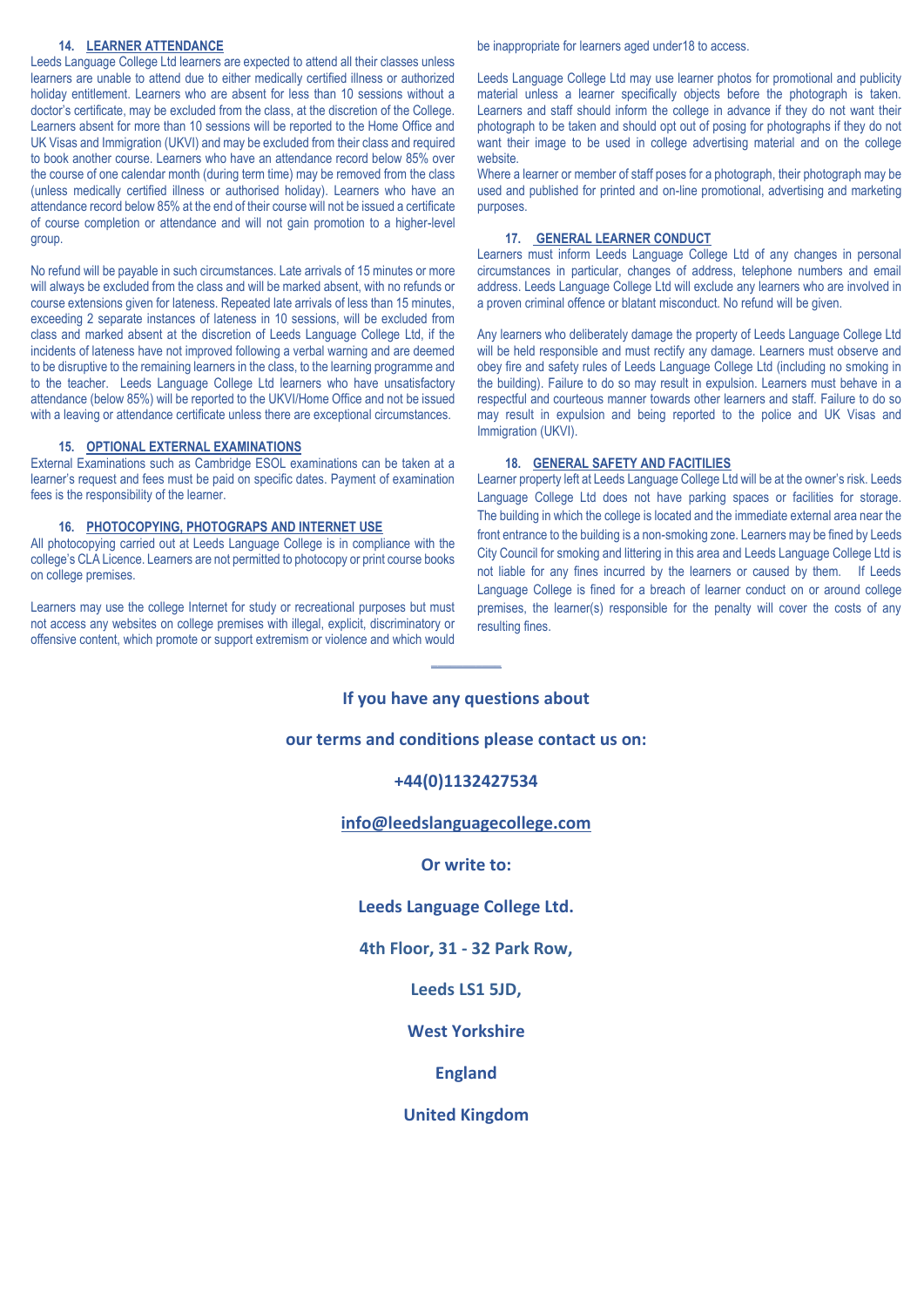### 14. LEARNER ATTENDANCE

Leeds Language College Ltd learners are expected to attend all their classes unless learners are unable to attend due to either medically certified illness or authorized holiday entitlement. Learners who are absent for less than 10 sessions without a doctor's certificate, may be excluded from the class, at the discretion of the College. Learners absent for more than 10 sessions will be reported to the Home Office and UK Visas and Immigration (UKVI) and may be excluded from their class and required to book another course. Learners who have an attendance record below 85% over the course of one calendar month (during term time) may be removed from the class (unless medically certified illness or authorised holiday). Learners who have an attendance record below 85% at the end of their course will not be issued a certificate of course completion or attendance and will not gain promotion to a higher-level group.

No refund will be payable in such circumstances. Late arrivals of 15 minutes or more will always be excluded from the class and will be marked absent, with no refunds or course extensions given for lateness. Repeated late arrivals of less than 15 minutes, exceeding 2 separate instances of lateness in 10 sessions, will be excluded from class and marked absent at the discretion of Leeds Language College Ltd, if the incidents of lateness have not improved following a verbal warning and are deemed to be disruptive to the remaining learners in the class, to the learning programme and to the teacher. Leeds Language College Ltd learners who have unsatisfactory attendance (below 85%) will be reported to the UKVI/Home Office and not be issued with a leaving or attendance certificate unless there are exceptional circumstances.

### 15. OPTIONAL EXTERNAL EXAMINATIONS

External Examinations such as Cambridge ESOL examinations can be taken at a learner's request and fees must be paid on specific dates. Payment of examination fees is the responsibility of the learner.

### 16. PHOTOCOPYING, PHOTOGRAPS AND INTERNET USE

All photocopying carried out at Leeds Language College is in compliance with the college's CLA Licence. Learners are not permitted to photocopy or print course books on college premises.

Learners may use the college Internet for study or recreational purposes but must not access any websites on college premises with illegal, explicit, discriminatory or offensive content, which promote or support extremism or violence and which would be inappropriate for learners aged under18 to access.

Leeds Language College Ltd may use learner photos for promotional and publicity material unless a learner specifically objects before the photograph is taken. Learners and staff should inform the college in advance if they do not want their photograph to be taken and should opt out of posing for photographs if they do not want their image to be used in college advertising material and on the college website.

Where a learner or member of staff poses for a photograph, their photograph may be used and published for printed and on-line promotional, advertising and marketing purposes.

### 17. GENERAL LEARNER CONDUCT

Learners must inform Leeds Language College Ltd of any changes in personal circumstances in particular, changes of address, telephone numbers and email address. Leeds Language College Ltd will exclude any learners who are involved in a proven criminal offence or blatant misconduct. No refund will be given.

Any learners who deliberately damage the property of Leeds Language College Ltd will be held responsible and must rectify any damage. Learners must observe and obey fire and safety rules of Leeds Language College Ltd (including no smoking in the building). Failure to do so may result in expulsion. Learners must behave in a respectful and courteous manner towards other learners and staff. Failure to do so may result in expulsion and being reported to the police and UK Visas and Immigration (UKVI).

### 18. GENERAL SAFETY AND FACITILIES

Learner property left at Leeds Language College Ltd will be at the owner's risk. Leeds Language College Ltd does not have parking spaces or facilities for storage. The building in which the college is located and the immediate external area near the front entrance to the building is a non-smoking zone. Learners may be fined by Leeds City Council for smoking and littering in this area and Leeds Language College Ltd is not liable for any fines incurred by the learners or caused by them. If Leeds Language College is fined for a breach of learner conduct on or around college premises, the learner(s) responsible for the penalty will cover the costs of any resulting fines.

---

**If you have any questions about**

**our terms and conditions please contact us on:**

**+44(0)1132427534**

**info@leedslanguagecollege.com**

**Or write to:**

**Leeds Language College Ltd.**

**4th Floor, 31 - 32 Park Row,**

**Leeds LS1 5JD,**

**West Yorkshire**

**England**

**United Kingdom**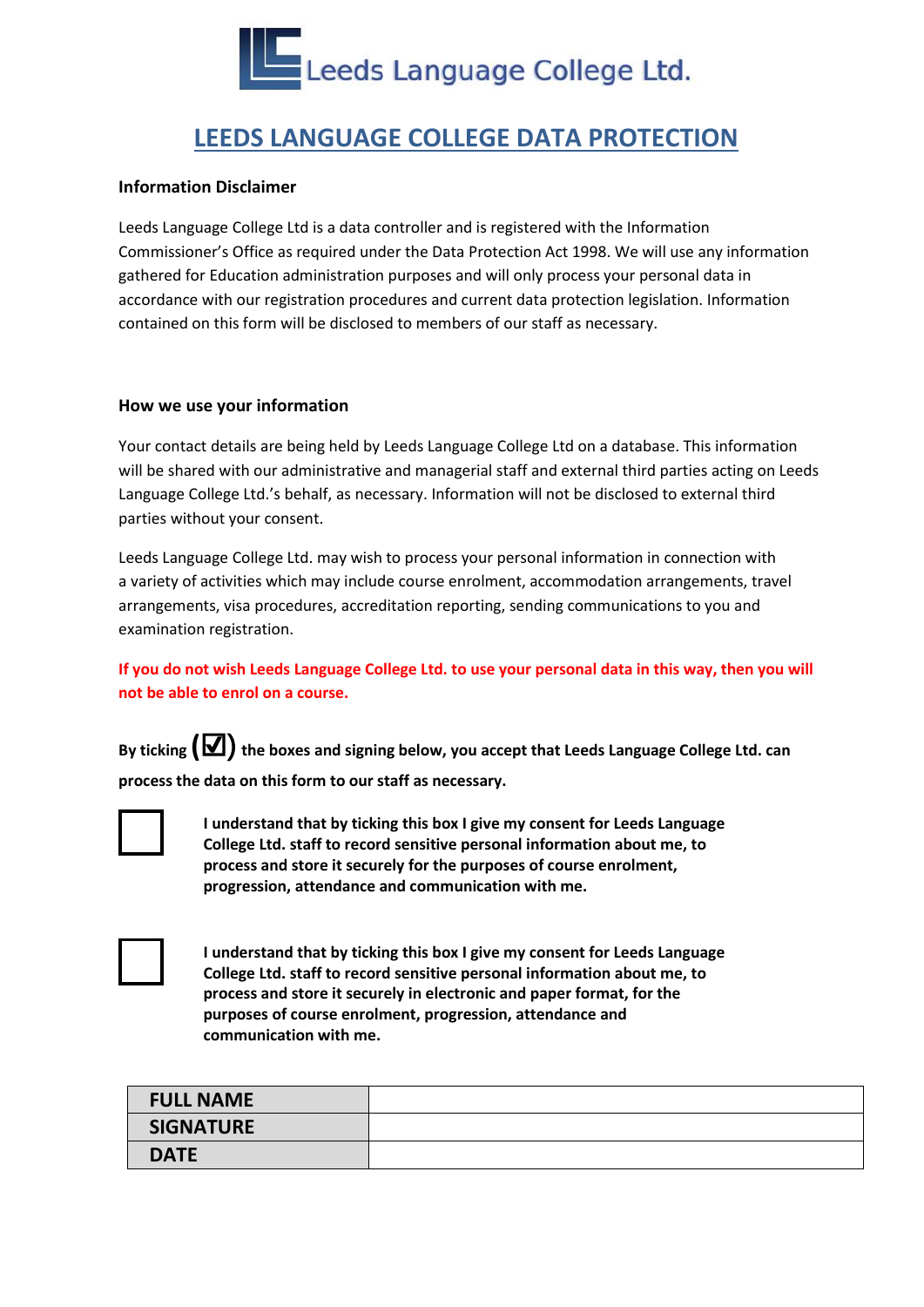Leeds Language College Ltd.

# LEEDS LANGUAGE COLLEGE DATA PROTECTION

**Information Disclaimer**

Leeds Language College Ltd is a data controller and is registered with the Information Commissioner's Office as required under the Data Protection Act 1998. We will use any information gathered for Education administration purposes and will only process your personal data in accordance with our registration procedures and current data protection legislation. Information contained on this form will be disclosed to members of our staff as necessary.

**How we use your information**

Your contact details are being held by Leeds Language College Ltd on a database. This information will be shared with our administrative and managerial staff and external third parties acting on Leeds Language College Ltd.'s behalf, as necessary. Information will not be disclosed to external third parties without your consent.

Leeds Language College Ltd. may wish to process your personal information in connection with a variety of activities which may include course enrolment, accommodation arrangements, travel arrangements, visa procedures, accreditation reporting, sending communications to you and examination registration.

**If you do not wish Leeds Language College Ltd. to use your personal data in this way, then you will not be able to enrol on a course.**

**By ticking (☑) the boxes and signing below, you accept that Leeds Language College Ltd. can process the data on this form to our staff as necessary.**

☐ **I understand that by ticking this box I give my consent for Leeds Language College Ltd. staff to record sensitive personal information about me, to process and store it securely for the purposes of course enrolment, progression, attendance and communication with me.**

☐ **I understand that by ticking this box I give my consent for Leeds Language College Ltd. staff to record sensitive personal information about me, to process and store it securely in electronic and paper format, for the purposes of course enrolment, progression, attendance and communication with me.**

| | |
|---|---|
| **FULL NAME** | |
| **SIGNATURE** | |
| **DATE** | |